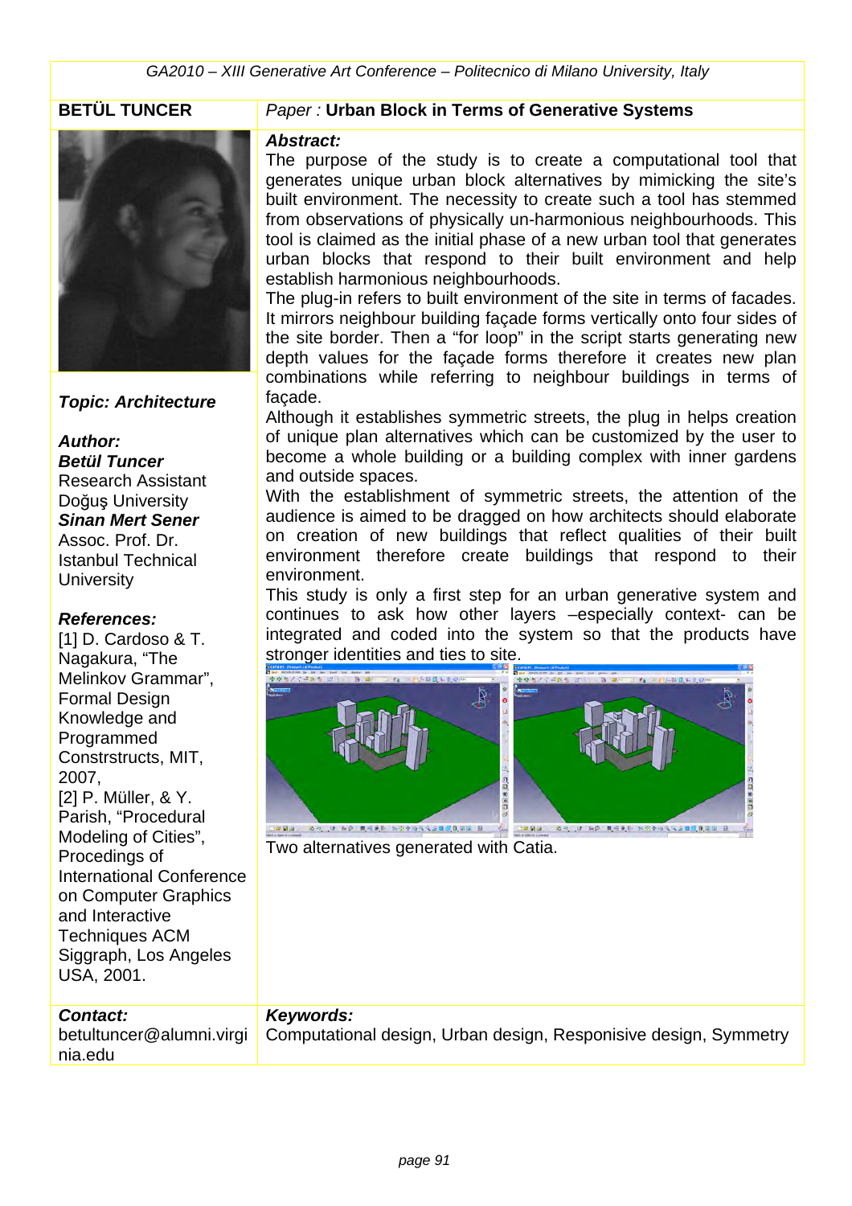**BETÜL TUNCER**

*Paper :* **Urban Block in Terms of Generative Systems**

***Topic: Architecture***

***Author:***
***Betül Tuncer***
Research Assistant
Doğuş University
***Sinan Mert Sener***
Assoc. Prof. Dr.
Istanbul Technical University

***References:***
[1] D. Cardoso & T. Nagakura, "The Melinkov Grammar", Formal Design Knowledge and Programmed Constrstructs, MIT, 2007,
[2] P. Müller, & Y. Parish, "Procedural Modeling of Cities", Procedings of International Conference on Computer Graphics and Interactive Techniques ACM Siggraph, Los Angeles USA, 2001.

***Abstract:***

The purpose of the study is to create a computational tool that generates unique urban block alternatives by mimicking the site's built environment. The necessity to create such a tool has stemmed from observations of physically un-harmonious neighbourhoods. This tool is claimed as the initial phase of a new urban tool that generates urban blocks that respond to their built environment and help establish harmonious neighbourhoods.

The plug-in refers to built environment of the site in terms of facades. It mirrors neighbour building façade forms vertically onto four sides of the site border. Then a "for loop" in the script starts generating new depth values for the façade forms therefore it creates new plan combinations while referring to neighbour buildings in terms of façade.

Although it establishes symmetric streets, the plug in helps creation of unique plan alternatives which can be customized by the user to become a whole building or a building complex with inner gardens and outside spaces.

With the establishment of symmetric streets, the attention of the audience is aimed to be dragged on how architects should elaborate on creation of new buildings that reflect qualities of their built environment therefore create buildings that respond to their environment.

This study is only a first step for an urban generative system and continues to ask how other layers –especially context- can be integrated and coded into the system so that the products have stronger identities and ties to site.

Two alternatives generated with Catia.

***Contact:***
betultuncer@alumni.virginia.edu

***Keywords:***
Computational design, Urban design, Responisive design, Symmetry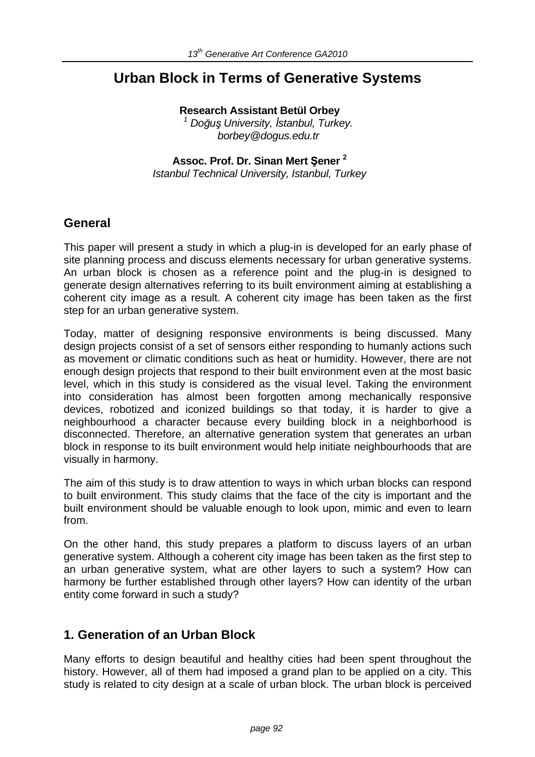# Urban Block in Terms of Generative Systems

**Research Assistant Betül Orbey**
*[1] Doğuş University, İstanbul, Turkey.*
*borbey@dogus.edu.tr*

**Assoc. Prof. Dr. Sinan Mert Şener [2]**
*Istanbul Technical University, Istanbul, Turkey*

## General

This paper will present a study in which a plug-in is developed for an early phase of site planning process and discuss elements necessary for urban generative systems. An urban block is chosen as a reference point and the plug-in is designed to generate design alternatives referring to its built environment aiming at establishing a coherent city image as a result. A coherent city image has been taken as the first step for an urban generative system.

Today, matter of designing responsive environments is being discussed. Many design projects consist of a set of sensors either responding to humanly actions such as movement or climatic conditions such as heat or humidity. However, there are not enough design projects that respond to their built environment even at the most basic level, which in this study is considered as the visual level. Taking the environment into consideration has almost been forgotten among mechanically responsive devices, robotized and iconized buildings so that today, it is harder to give a neighbourhood a character because every building block in a neighborhood is disconnected. Therefore, an alternative generation system that generates an urban block in response to its built environment would help initiate neighbourhoods that are visually in harmony.

The aim of this study is to draw attention to ways in which urban blocks can respond to built environment. This study claims that the face of the city is important and the built environment should be valuable enough to look upon, mimic and even to learn from.

On the other hand, this study prepares a platform to discuss layers of an urban generative system. Although a coherent city image has been taken as the first step to an urban generative system, what are other layers to such a system? How can harmony be further established through other layers? How can identity of the urban entity come forward in such a study?

## 1. Generation of an Urban Block

Many efforts to design beautiful and healthy cities had been spent throughout the history. However, all of them had imposed a grand plan to be applied on a city. This study is related to city design at a scale of urban block. The urban block is perceived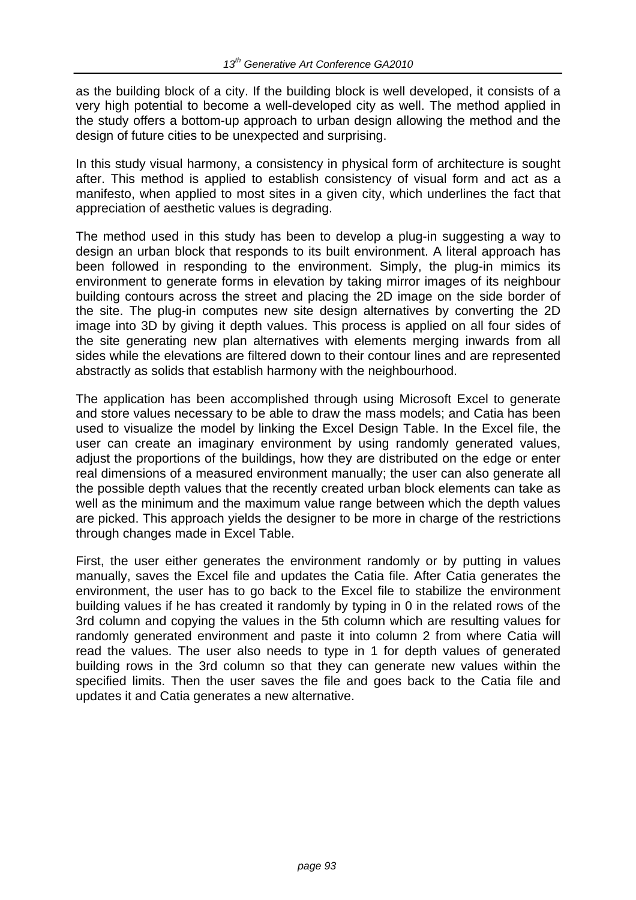as the building block of a city. If the building block is well developed, it consists of a very high potential to become a well-developed city as well. The method applied in the study offers a bottom-up approach to urban design allowing the method and the design of future cities to be unexpected and surprising.

In this study visual harmony, a consistency in physical form of architecture is sought after. This method is applied to establish consistency of visual form and act as a manifesto, when applied to most sites in a given city, which underlines the fact that appreciation of aesthetic values is degrading.

The method used in this study has been to develop a plug-in suggesting a way to design an urban block that responds to its built environment. A literal approach has been followed in responding to the environment. Simply, the plug-in mimics its environment to generate forms in elevation by taking mirror images of its neighbour building contours across the street and placing the 2D image on the side border of the site. The plug-in computes new site design alternatives by converting the 2D image into 3D by giving it depth values. This process is applied on all four sides of the site generating new plan alternatives with elements merging inwards from all sides while the elevations are filtered down to their contour lines and are represented abstractly as solids that establish harmony with the neighbourhood.

The application has been accomplished through using Microsoft Excel to generate and store values necessary to be able to draw the mass models; and Catia has been used to visualize the model by linking the Excel Design Table. In the Excel file, the user can create an imaginary environment by using randomly generated values, adjust the proportions of the buildings, how they are distributed on the edge or enter real dimensions of a measured environment manually; the user can also generate all the possible depth values that the recently created urban block elements can take as well as the minimum and the maximum value range between which the depth values are picked. This approach yields the designer to be more in charge of the restrictions through changes made in Excel Table.

First, the user either generates the environment randomly or by putting in values manually, saves the Excel file and updates the Catia file. After Catia generates the environment, the user has to go back to the Excel file to stabilize the environment building values if he has created it randomly by typing in 0 in the related rows of the 3rd column and copying the values in the 5th column which are resulting values for randomly generated environment and paste it into column 2 from where Catia will read the values. The user also needs to type in 1 for depth values of generated building rows in the 3rd column so that they can generate new values within the specified limits. Then the user saves the file and goes back to the Catia file and updates it and Catia generates a new alternative.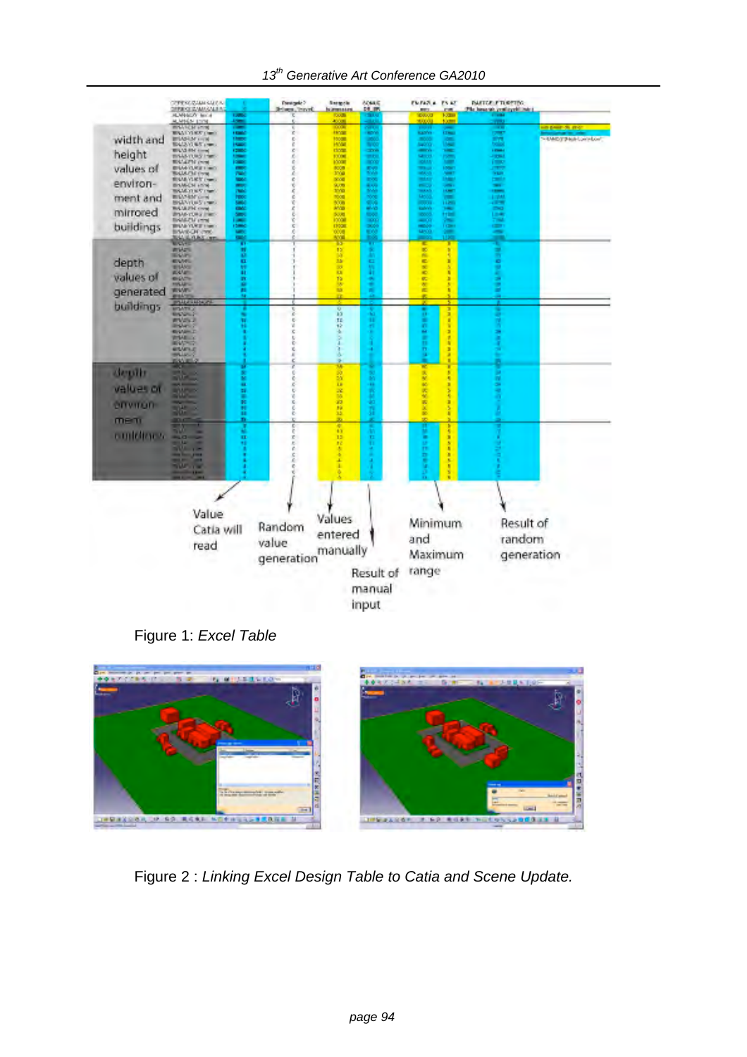width and height values of environment and mirrored buildings

depth values of generated buildings

depth values of environment buildings

Value Catia will read

Random value generation

Values entered manually

Result of manual input

Minimum and Maximum range

Result of random generation

Figure 1: *Excel Table*

Figure 2 : *Linking Excel Design Table to Catia and Scene Update.*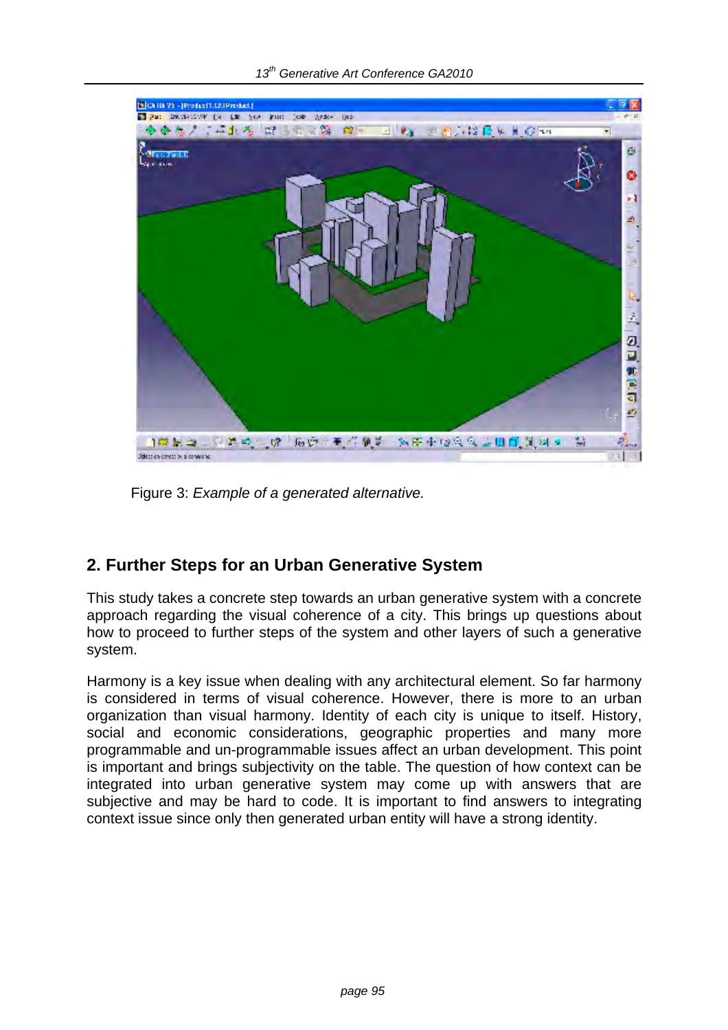Figure 3: *Example of a generated alternative.*

## 2. Further Steps for an Urban Generative System

This study takes a concrete step towards an urban generative system with a concrete approach regarding the visual coherence of a city. This brings up questions about how to proceed to further steps of the system and other layers of such a generative system.

Harmony is a key issue when dealing with any architectural element. So far harmony is considered in terms of visual coherence. However, there is more to an urban organization than visual harmony. Identity of each city is unique to itself. History, social and economic considerations, geographic properties and many more programmable and un-programmable issues affect an urban development. This point is important and brings subjectivity on the table. The question of how context can be integrated into urban generative system may come up with answers that are subjective and may be hard to code. It is important to find answers to integrating context issue since only then generated urban entity will have a strong identity.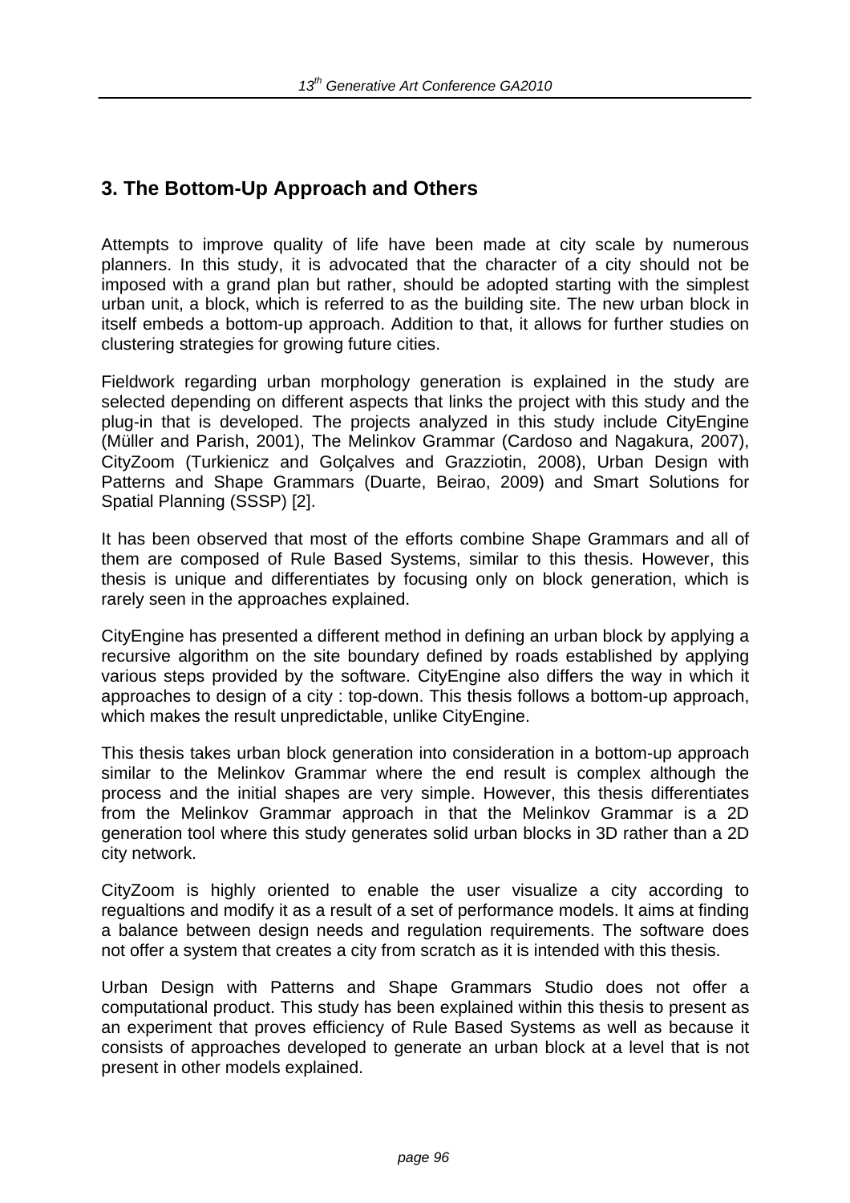## 3. The Bottom-Up Approach and Others

Attempts to improve quality of life have been made at city scale by numerous planners. In this study, it is advocated that the character of a city should not be imposed with a grand plan but rather, should be adopted starting with the simplest urban unit, a block, which is referred to as the building site. The new urban block in itself embeds a bottom-up approach. Addition to that, it allows for further studies on clustering strategies for growing future cities.

Fieldwork regarding urban morphology generation is explained in the study are selected depending on different aspects that links the project with this study and the plug-in that is developed. The projects analyzed in this study include CityEngine (Müller and Parish, 2001), The Melinkov Grammar (Cardoso and Nagakura, 2007), CityZoom (Turkienicz and Golçalves and Grazziotin, 2008), Urban Design with Patterns and Shape Grammars (Duarte, Beirao, 2009) and Smart Solutions for Spatial Planning (SSSP) [2].

It has been observed that most of the efforts combine Shape Grammars and all of them are composed of Rule Based Systems, similar to this thesis. However, this thesis is unique and differentiates by focusing only on block generation, which is rarely seen in the approaches explained.

CityEngine has presented a different method in defining an urban block by applying a recursive algorithm on the site boundary defined by roads established by applying various steps provided by the software. CityEngine also differs the way in which it approaches to design of a city : top-down. This thesis follows a bottom-up approach, which makes the result unpredictable, unlike CityEngine.

This thesis takes urban block generation into consideration in a bottom-up approach similar to the Melinkov Grammar where the end result is complex although the process and the initial shapes are very simple. However, this thesis differentiates from the Melinkov Grammar approach in that the Melinkov Grammar is a 2D generation tool where this study generates solid urban blocks in 3D rather than a 2D city network.

CityZoom is highly oriented to enable the user visualize a city according to regualtions and modify it as a result of a set of performance models. It aims at finding a balance between design needs and regulation requirements. The software does not offer a system that creates a city from scratch as it is intended with this thesis.

Urban Design with Patterns and Shape Grammars Studio does not offer a computational product. This study has been explained within this thesis to present as an experiment that proves efficiency of Rule Based Systems as well as because it consists of approaches developed to generate an urban block at a level that is not present in other models explained.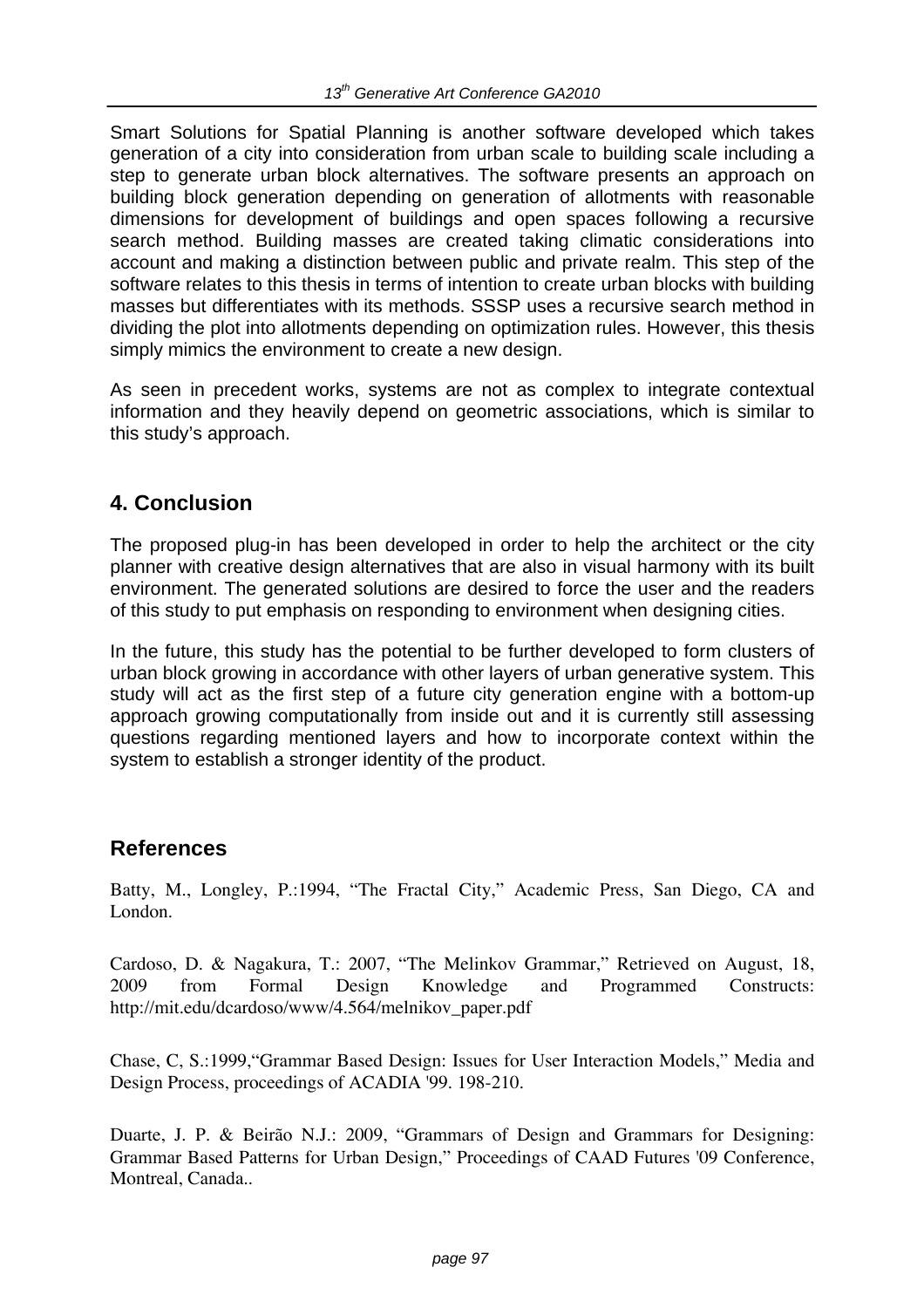Smart Solutions for Spatial Planning is another software developed which takes generation of a city into consideration from urban scale to building scale including a step to generate urban block alternatives. The software presents an approach on building block generation depending on generation of allotments with reasonable dimensions for development of buildings and open spaces following a recursive search method. Building masses are created taking climatic considerations into account and making a distinction between public and private realm. This step of the software relates to this thesis in terms of intention to create urban blocks with building masses but differentiates with its methods. SSSP uses a recursive search method in dividing the plot into allotments depending on optimization rules. However, this thesis simply mimics the environment to create a new design.

As seen in precedent works, systems are not as complex to integrate contextual information and they heavily depend on geometric associations, which is similar to this study's approach.

## 4. Conclusion

The proposed plug-in has been developed in order to help the architect or the city planner with creative design alternatives that are also in visual harmony with its built environment. The generated solutions are desired to force the user and the readers of this study to put emphasis on responding to environment when designing cities.

In the future, this study has the potential to be further developed to form clusters of urban block growing in accordance with other layers of urban generative system. This study will act as the first step of a future city generation engine with a bottom-up approach growing computationally from inside out and it is currently still assessing questions regarding mentioned layers and how to incorporate context within the system to establish a stronger identity of the product.

## References

Batty, M., Longley, P.:1994, "The Fractal City," Academic Press, San Diego, CA and London.

Cardoso, D. & Nagakura, T.: 2007, "The Melinkov Grammar," Retrieved on August, 18, 2009 from Formal Design Knowledge and Programmed Constructs: http://mit.edu/dcardoso/www/4.564/melnikov_paper.pdf

Chase, C, S.:1999,"Grammar Based Design: Issues for User Interaction Models," Media and Design Process, proceedings of ACADIA '99. 198-210.

Duarte, J. P. & Beirão N.J.: 2009, "Grammars of Design and Grammars for Designing: Grammar Based Patterns for Urban Design," Proceedings of CAAD Futures '09 Conference, Montreal, Canada..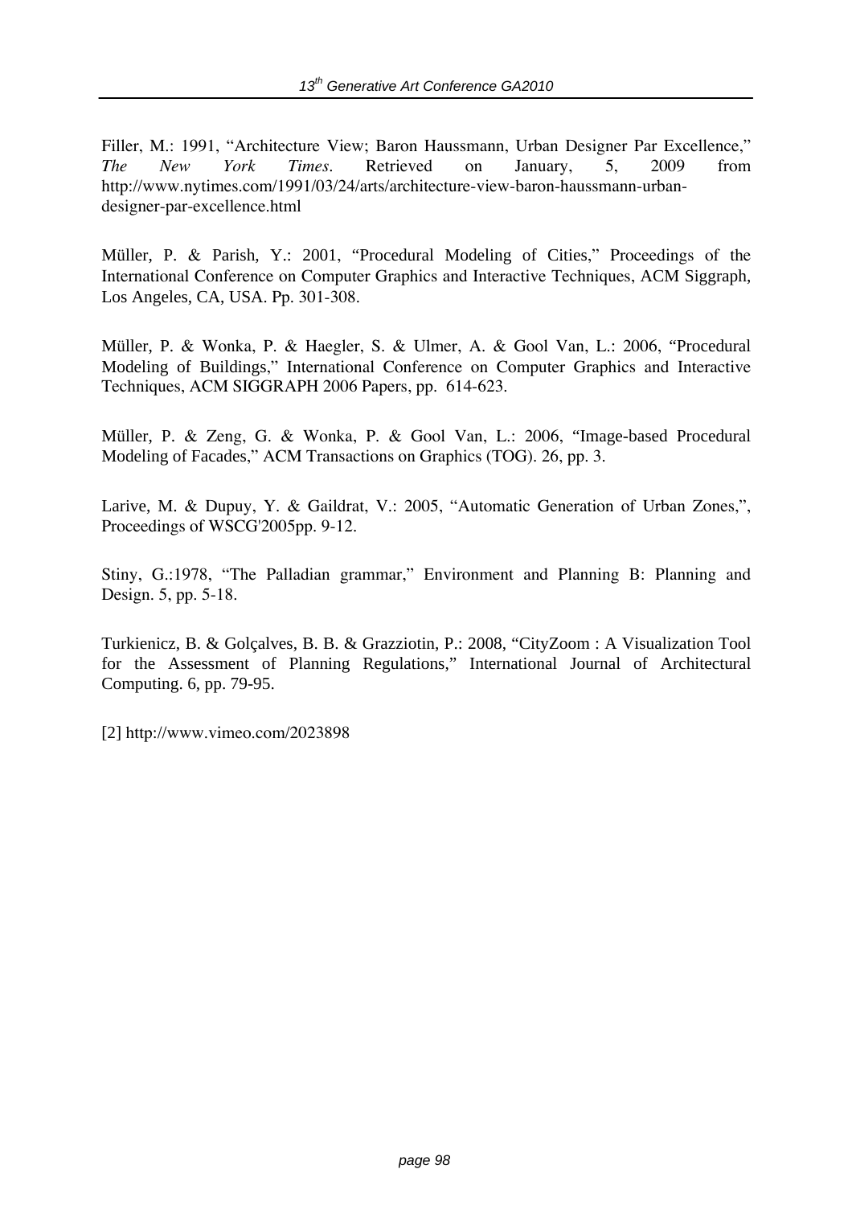Filler, M.: 1991, "Architecture View; Baron Haussmann, Urban Designer Par Excellence," *The New York Times*. Retrieved on January, 5, 2009 from http://www.nytimes.com/1991/03/24/arts/architecture-view-baron-haussmann-urban-designer-par-excellence.html

Müller, P. & Parish, Y.: 2001, "Procedural Modeling of Cities," Proceedings of the International Conference on Computer Graphics and Interactive Techniques, ACM Siggraph, Los Angeles, CA, USA. Pp. 301-308.

Müller, P. & Wonka, P. & Haegler, S. & Ulmer, A. & Gool Van, L.: 2006, "Procedural Modeling of Buildings," International Conference on Computer Graphics and Interactive Techniques, ACM SIGGRAPH 2006 Papers, pp. 614-623.

Müller, P. & Zeng, G. & Wonka, P. & Gool Van, L.: 2006, "Image-based Procedural Modeling of Facades," ACM Transactions on Graphics (TOG). 26, pp. 3.

Larive, M. & Dupuy, Y. & Gaildrat, V.: 2005, "Automatic Generation of Urban Zones,", Proceedings of WSCG'2005pp. 9-12.

Stiny, G.:1978, "The Palladian grammar," Environment and Planning B: Planning and Design. 5, pp. 5-18.

Turkienicz, B. & Golçalves, B. B. & Grazziotin, P.: 2008, "CityZoom : A Visualization Tool for the Assessment of Planning Regulations," International Journal of Architectural Computing. 6, pp. 79-95.

[2] http://www.vimeo.com/2023898